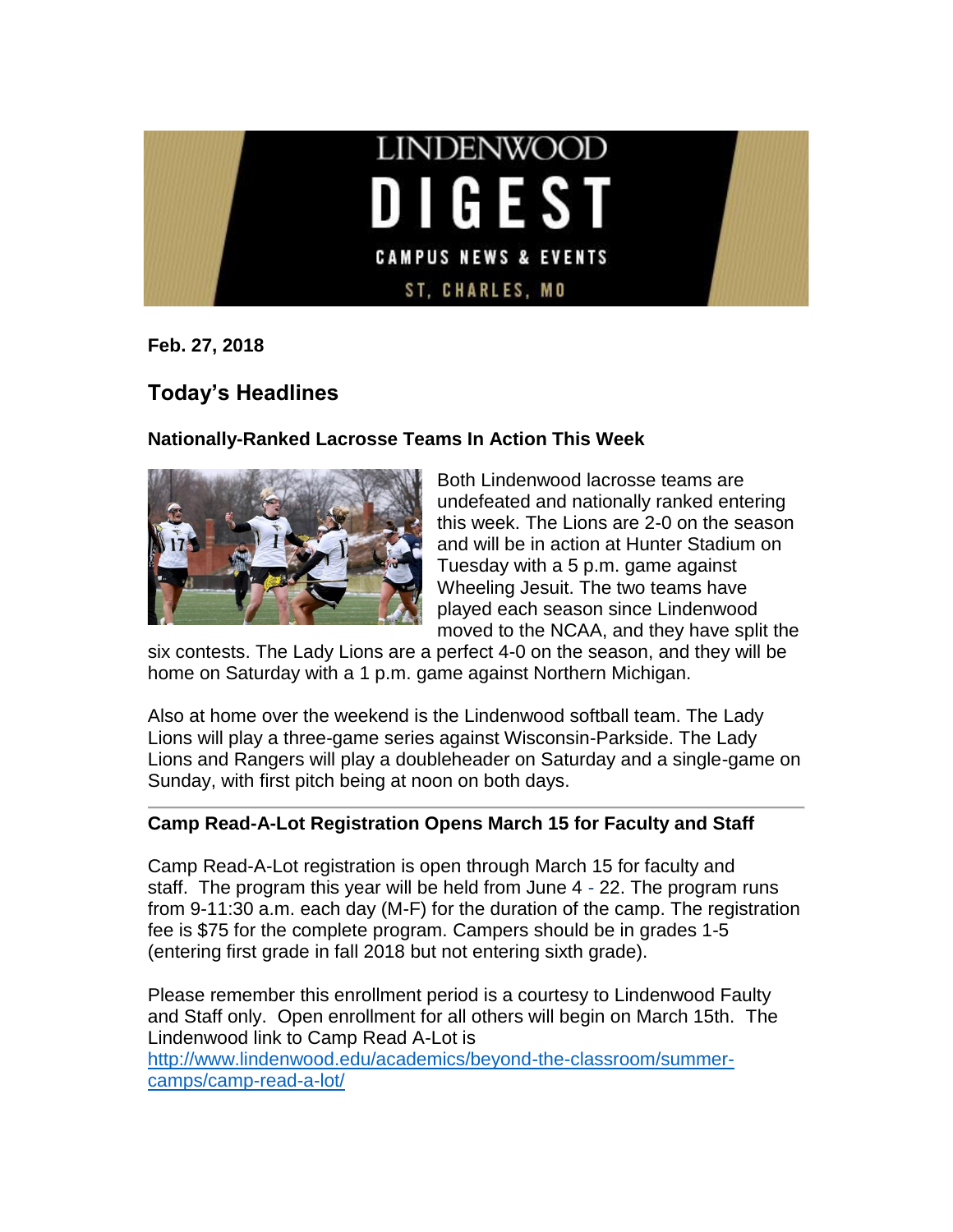LINDENWOOD

# DIGEST

CAMPUS NEWS & EVENTS

ST. CHARLES, MO

**Feb. 27, 2018**

## Today's Headlines

### Nationally-Ranked Lacrosse Teams In Action This Week

Both Lindenwood lacrosse teams are undefeated and nationally ranked entering this week. The Lions are 2-0 on the season and will be in action at Hunter Stadium on Tuesday with a 5 p.m. game against Wheeling Jesuit. The two teams have played each season since Lindenwood moved to the NCAA, and they have split the six contests. The Lady Lions are a perfect 4-0 on the season, and they will be home on Saturday with a 1 p.m. game against Northern Michigan.

Also at home over the weekend is the Lindenwood softball team. The Lady Lions will play a three-game series against Wisconsin-Parkside. The Lady Lions and Rangers will play a doubleheader on Saturday and a single-game on Sunday, with first pitch being at noon on both days.

---

### Camp Read-A-Lot Registration Opens March 15 for Faculty and Staff

Camp Read-A-Lot registration is open through March 15 for faculty and staff. The program this year will be held from June 4 - 22. The program runs from 9-11:30 a.m. each day (M-F) for the duration of the camp. The registration fee is $75 for the complete program. Campers should be in grades 1-5 (entering first grade in fall 2018 but not entering sixth grade).

Please remember this enrollment period is a courtesy to Lindenwood Faulty and Staff only. Open enrollment for all others will begin on March 15th. The Lindenwood link to Camp Read A-Lot is [http://www.lindenwood.edu/academics/beyond-the-classroom/summer-camps/camp-read-a-lot/](http://www.lindenwood.edu/academics/beyond-the-classroom/summer-camps/camp-read-a-lot/)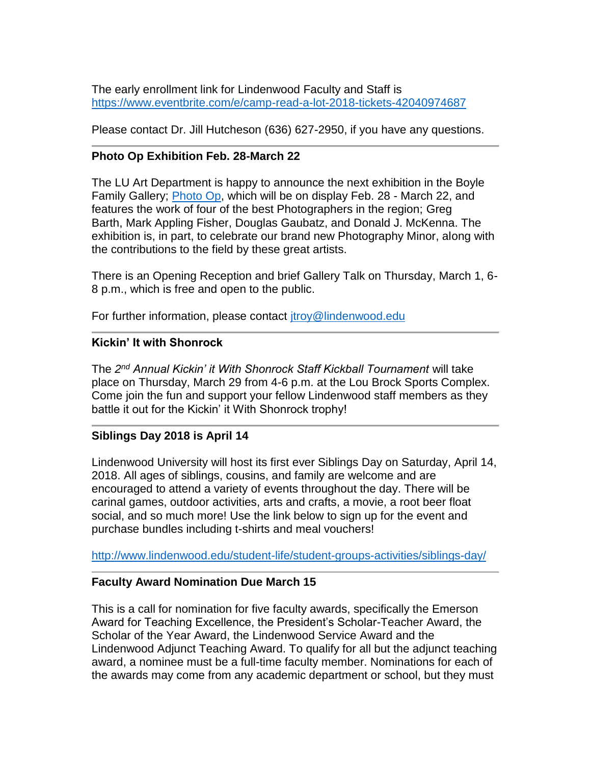The early enrollment link for Lindenwood Faculty and Staff is [https://www.eventbrite.com/e/camp-read-a-lot-2018-tickets-42040974687](https://www.eventbrite.com/e/camp-read-a-lot-2018-tickets-42040974687)

Please contact Dr. Jill Hutcheson (636) 627-2950, if you have any questions.

---

**Photo Op Exhibition Feb. 28-March 22**

The LU Art Department is happy to announce the next exhibition in the Boyle Family Gallery; [Photo Op](#), which will be on display Feb. 28 - March 22, and features the work of four of the best Photographers in the region; Greg Barth, Mark Appling Fisher, Douglas Gaubatz, and Donald J. McKenna. The exhibition is, in part, to celebrate our brand new Photography Minor, along with the contributions to the field by these great artists.

There is an Opening Reception and brief Gallery Talk on Thursday, March 1, 6-8 p.m., which is free and open to the public.

For further information, please contact [jtroy@lindenwood.edu](mailto:jtroy@lindenwood.edu)

---

**Kickin' It with Shonrock**

The *2nd Annual Kickin' it With Shonrock Staff Kickball Tournament* will take place on Thursday, March 29 from 4-6 p.m. at the Lou Brock Sports Complex. Come join the fun and support your fellow Lindenwood staff members as they battle it out for the Kickin' it With Shonrock trophy!

---

**Siblings Day 2018 is April 14**

Lindenwood University will host its first ever Siblings Day on Saturday, April 14, 2018. All ages of siblings, cousins, and family are welcome and are encouraged to attend a variety of events throughout the day. There will be carinal games, outdoor activities, arts and crafts, a movie, a root beer float social, and so much more! Use the link below to sign up for the event and purchase bundles including t-shirts and meal vouchers!

[http://www.lindenwood.edu/student-life/student-groups-activities/siblings-day/](http://www.lindenwood.edu/student-life/student-groups-activities/siblings-day/)

---

**Faculty Award Nomination Due March 15**

This is a call for nomination for five faculty awards, specifically the Emerson Award for Teaching Excellence, the President's Scholar-Teacher Award, the Scholar of the Year Award, the Lindenwood Service Award and the Lindenwood Adjunct Teaching Award. To qualify for all but the adjunct teaching award, a nominee must be a full-time faculty member. Nominations for each of the awards may come from any academic department or school, but they must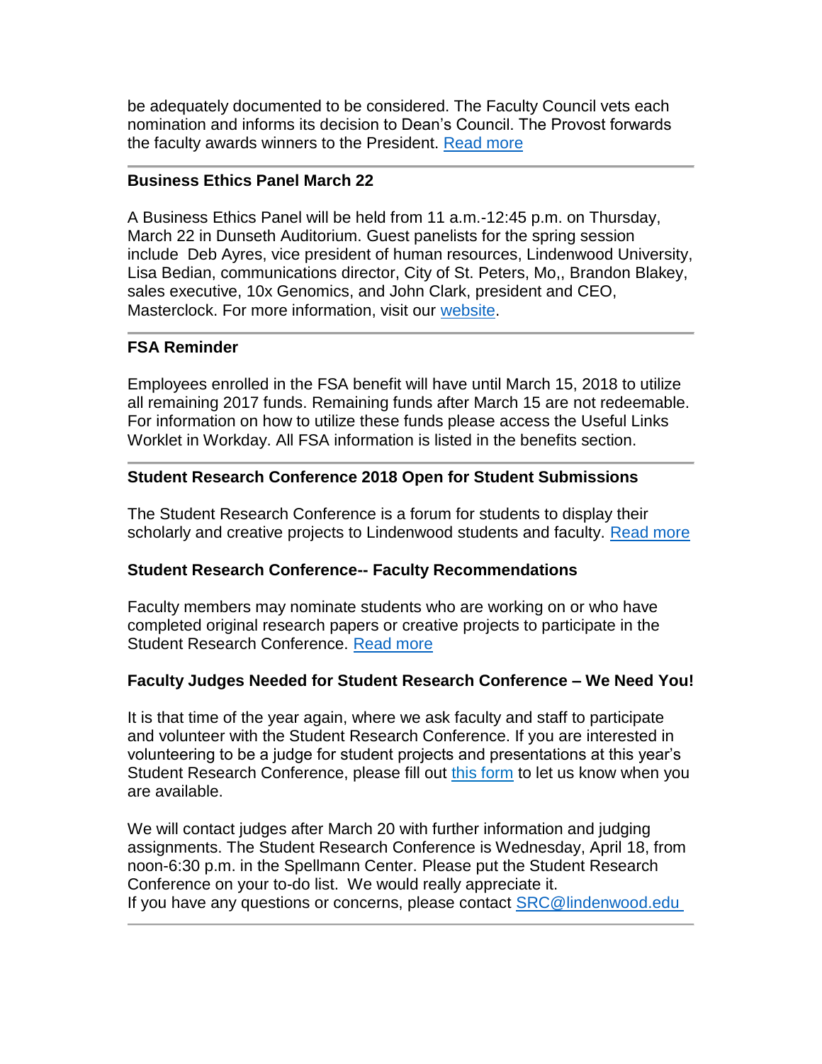be adequately documented to be considered. The Faculty Council vets each nomination and informs its decision to Dean's Council. The Provost forwards the faculty awards winners to the President. Read more

---

**Business Ethics Panel March 22**

A Business Ethics Panel will be held from 11 a.m.-12:45 p.m. on Thursday, March 22 in Dunseth Auditorium. Guest panelists for the spring session include Deb Ayres, vice president of human resources, Lindenwood University, Lisa Bedian, communications director, City of St. Peters, Mo,, Brandon Blakey, sales executive, 10x Genomics, and John Clark, president and CEO, Masterclock. For more information, visit our website.

---

**FSA Reminder**

Employees enrolled in the FSA benefit will have until March 15, 2018 to utilize all remaining 2017 funds. Remaining funds after March 15 are not redeemable. For information on how to utilize these funds please access the Useful Links Worklet in Workday. All FSA information is listed in the benefits section.

---

**Student Research Conference 2018 Open for Student Submissions**

The Student Research Conference is a forum for students to display their scholarly and creative projects to Lindenwood students and faculty. Read more

**Student Research Conference-- Faculty Recommendations**

Faculty members may nominate students who are working on or who have completed original research papers or creative projects to participate in the Student Research Conference. Read more

**Faculty Judges Needed for Student Research Conference – We Need You!**

It is that time of the year again, where we ask faculty and staff to participate and volunteer with the Student Research Conference. If you are interested in volunteering to be a judge for student projects and presentations at this year's Student Research Conference, please fill out this form to let us know when you are available.

We will contact judges after March 20 with further information and judging assignments. The Student Research Conference is Wednesday, April 18, from noon-6:30 p.m. in the Spellmann Center. Please put the Student Research Conference on your to-do list. We would really appreciate it.
If you have any questions or concerns, please contact SRC@lindenwood.edu

---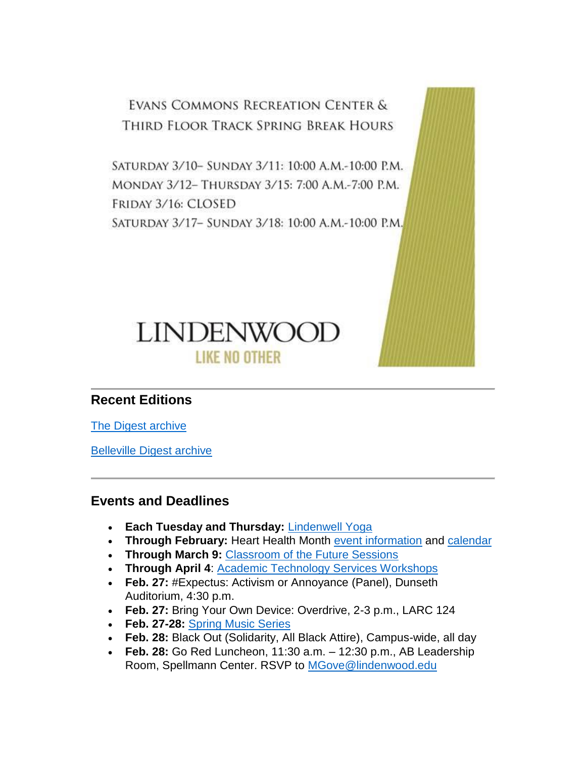EVANS COMMONS RECREATION CENTER & THIRD FLOOR TRACK SPRING BREAK HOURS

SATURDAY 3/10– SUNDAY 3/11: 10:00 A.M.-10:00 P.M.
MONDAY 3/12– THURSDAY 3/15: 7:00 A.M.-7:00 P.M.
FRIDAY 3/16: CLOSED
SATURDAY 3/17– SUNDAY 3/18: 10:00 A.M.-10:00 P.M.

LINDENWOOD
LIKE NO OTHER

---

## Recent Editions

[The Digest archive]

[Belleville Digest archive]

---

## Events and Deadlines

- **Each Tuesday and Thursday:** Lindenwell Yoga
- **Through February:** Heart Health Month event information and calendar
- **Through March 9:** Classroom of the Future Sessions
- **Through April 4**: Academic Technology Services Workshops
- **Feb. 27:** #Expectus: Activism or Annoyance (Panel), Dunseth Auditorium, 4:30 p.m.
- **Feb. 27:** Bring Your Own Device: Overdrive, 2-3 p.m., LARC 124
- **Feb. 27-28:** Spring Music Series
- **Feb. 28:** Black Out (Solidarity, All Black Attire), Campus-wide, all day
- **Feb. 28:** Go Red Luncheon, 11:30 a.m. – 12:30 p.m., AB Leadership Room, Spellmann Center. RSVP to MGove@lindenwood.edu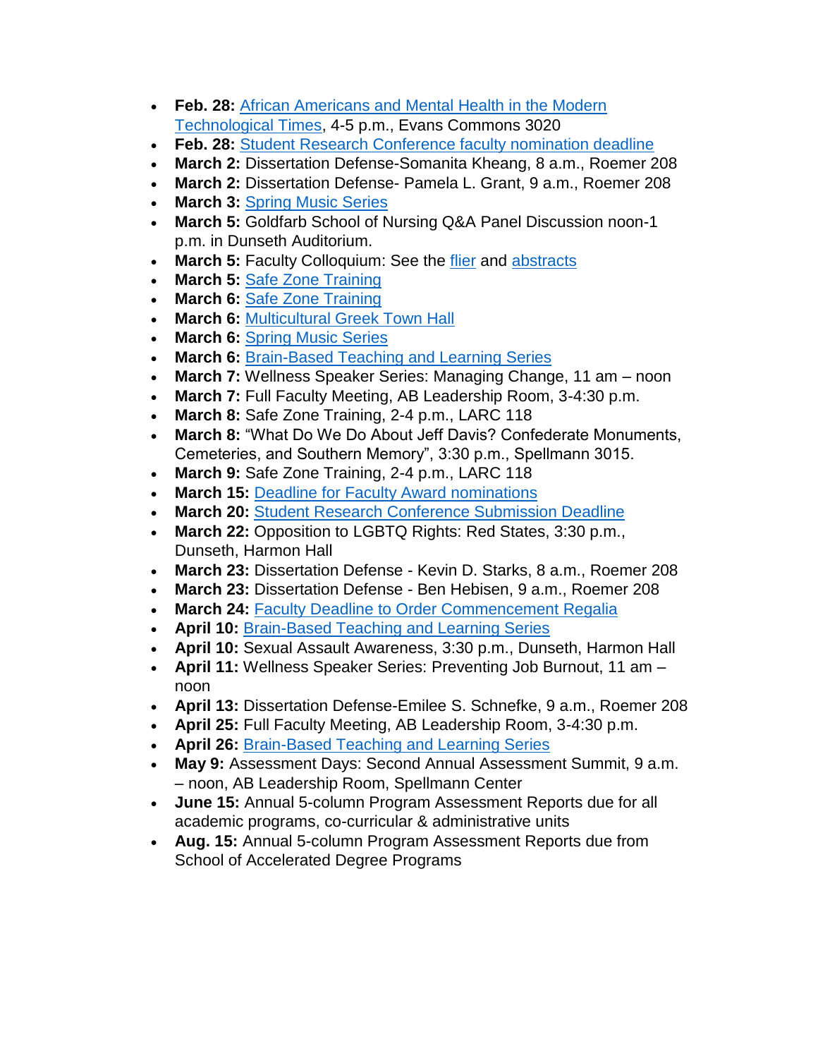- **Feb. 28:** African Americans and Mental Health in the Modern Technological Times, 4-5 p.m., Evans Commons 3020
- **Feb. 28:** Student Research Conference faculty nomination deadline
- **March 2:** Dissertation Defense-Somanita Kheang, 8 a.m., Roemer 208
- **March 2:** Dissertation Defense- Pamela L. Grant, 9 a.m., Roemer 208
- **March 3:** Spring Music Series
- **March 5:** Goldfarb School of Nursing Q&A Panel Discussion noon-1 p.m. in Dunseth Auditorium.
- **March 5:** Faculty Colloquium: See the flier and abstracts
- **March 5:** Safe Zone Training
- **March 6:** Safe Zone Training
- **March 6:** Multicultural Greek Town Hall
- **March 6:** Spring Music Series
- **March 6:** Brain-Based Teaching and Learning Series
- **March 7:** Wellness Speaker Series: Managing Change, 11 am – noon
- **March 7:** Full Faculty Meeting, AB Leadership Room, 3-4:30 p.m.
- **March 8:** Safe Zone Training, 2-4 p.m., LARC 118
- **March 8:** “What Do We Do About Jeff Davis? Confederate Monuments, Cemeteries, and Southern Memory”, 3:30 p.m., Spellmann 3015.
- **March 9:** Safe Zone Training, 2-4 p.m., LARC 118
- **March 15:** Deadline for Faculty Award nominations
- **March 20:** Student Research Conference Submission Deadline
- **March 22:** Opposition to LGBTQ Rights: Red States, 3:30 p.m., Dunseth, Harmon Hall
- **March 23:** Dissertation Defense - Kevin D. Starks, 8 a.m., Roemer 208
- **March 23:** Dissertation Defense - Ben Hebisen, 9 a.m., Roemer 208
- **March 24:** Faculty Deadline to Order Commencement Regalia
- **April 10:** Brain-Based Teaching and Learning Series
- **April 10:** Sexual Assault Awareness, 3:30 p.m., Dunseth, Harmon Hall
- **April 11:** Wellness Speaker Series: Preventing Job Burnout, 11 am – noon
- **April 13:** Dissertation Defense-Emilee S. Schnefke, 9 a.m., Roemer 208
- **April 25:** Full Faculty Meeting, AB Leadership Room, 3-4:30 p.m.
- **April 26:** Brain-Based Teaching and Learning Series
- **May 9:** Assessment Days: Second Annual Assessment Summit, 9 a.m. – noon, AB Leadership Room, Spellmann Center
- **June 15:** Annual 5-column Program Assessment Reports due for all academic programs, co-curricular & administrative units
- **Aug. 15:** Annual 5-column Program Assessment Reports due from School of Accelerated Degree Programs